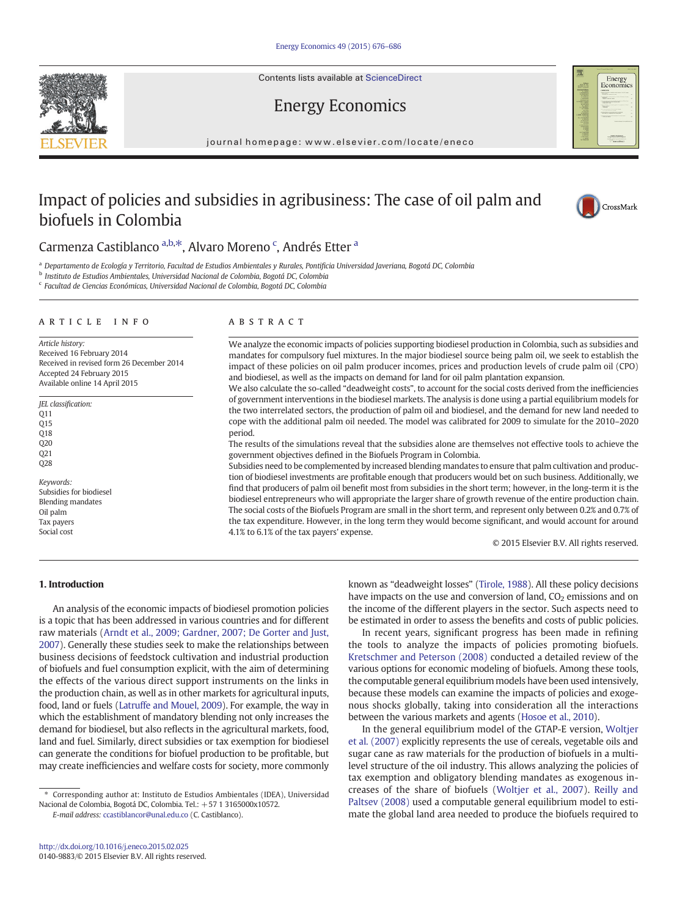# Impact of policies and subsidies in agribusiness: The case of oil palm and biofuels in Colombia

Carmenza Castiblanco [a,b,*], Alvaro Moreno [c], Andrés Etter [a]

[a] Departamento de Ecología y Territorio, Facultad de Estudios Ambientales y Rurales, Pontificia Universidad Javeriana, Bogotá DC, Colombia
[b] Instituto de Estudios Ambientales, Universidad Nacional de Colombia, Bogotá DC, Colombia
[c] Facultad de Ciencias Económicas, Universidad Nacional de Colombia, Bogotá DC, Colombia

**ARTICLE INFO**

*Article history:*
Received 16 February 2014
Received in revised form 26 December 2014
Accepted 24 February 2015
Available online 14 April 2015

*JEL classification:*
Q11
Q15
Q18
Q20
Q21
Q28

*Keywords:*
Subsidies for biodiesel
Blending mandates
Oil palm
Tax payers
Social cost

**ABSTRACT**

We analyze the economic impacts of policies supporting biodiesel production in Colombia, such as subsidies and mandates for compulsory fuel mixtures. In the major biodiesel source being palm oil, we seek to establish the impact of these policies on oil palm producer incomes, prices and production levels of crude palm oil (CPO) and biodiesel, as well as the impacts on demand for land for oil palm plantation expansion.

We also calculate the so-called "deadweight costs", to account for the social costs derived from the inefficiencies of government interventions in the biodiesel markets. The analysis is done using a partial equilibrium models for the two interrelated sectors, the production of palm oil and biodiesel, and the demand for new land needed to cope with the additional palm oil needed. The model was calibrated for 2009 to simulate for the 2010–2020 period.

The results of the simulations reveal that the subsidies alone are themselves not effective tools to achieve the government objectives defined in the Biofuels Program in Colombia.

Subsidies need to be complemented by increased blending mandates to ensure that palm cultivation and production of biodiesel investments are profitable enough that producers would bet on such business. Additionally, we find that producers of palm oil benefit most from subsidies in the short term; however, in the long-term it is the biodiesel entrepreneurs who will appropriate the larger share of growth revenue of the entire production chain. The social costs of the Biofuels Program are small in the short term, and represent only between 0.2% and 0.7% of the tax expenditure. However, in the long term they would become significant, and would account for around 4.1% to 6.1% of the tax payers' expense.

© 2015 Elsevier B.V. All rights reserved.

## 1. Introduction

An analysis of the economic impacts of biodiesel promotion policies is a topic that has been addressed in various countries and for different raw materials (Arndt et al., 2009; Gardner, 2007; De Gorter and Just, 2007). Generally these studies seek to make the relationships between business decisions of feedstock cultivation and industrial production of biofuels and fuel consumption explicit, with the aim of determining the effects of the various direct support instruments on the links in the production chain, as well as in other markets for agricultural inputs, food, land or fuels (Latruffe and Mouel, 2009). For example, the way in which the establishment of mandatory blending not only increases the demand for biodiesel, but also reflects in the agricultural markets, food, land and fuel. Similarly, direct subsidies or tax exemption for biodiesel can generate the conditions for biofuel production to be profitable, but may create inefficiencies and welfare costs for society, more commonly known as "deadweight losses" (Tirole, 1988). All these policy decisions have impacts on the use and conversion of land, $CO_2$ emissions and on the income of the different players in the sector. Such aspects need to be estimated in order to assess the benefits and costs of public policies.

In recent years, significant progress has been made in refining the tools to analyze the impacts of policies promoting biofuels. Kretschmer and Peterson (2008) conducted a detailed review of the various options for economic modeling of biofuels. Among these tools, the computable general equilibrium models have been used intensively, because these models can examine the impacts of policies and exogenous shocks globally, taking into consideration all the interactions between the various markets and agents (Hosoe et al., 2010).

In the general equilibrium model of the GTAP-E version, Woltjer et al. (2007) explicitly represents the use of cereals, vegetable oils and sugar cane as raw materials for the production of biofuels in a multi-level structure of the oil industry. This allows analyzing the policies of tax exemption and obligatory blending mandates as exogenous increases of the share of biofuels (Woltjer et al., 2007). Reilly and Paltsev (2008) used a computable general equilibrium model to estimate the global land area needed to produce the biofuels required to

* Corresponding author at: Instituto de Estudios Ambientales (IDEA), Universidad Nacional de Colombia, Bogotá DC, Colombia. Tel.: +57 1 3165000x10572.
*E-mail address:* ccastiblancor@unal.edu.co (C. Castiblanco).

http://dx.doi.org/10.1016/j.eneco.2015.02.025
0140-9883/© 2015 Elsevier B.V. All rights reserved.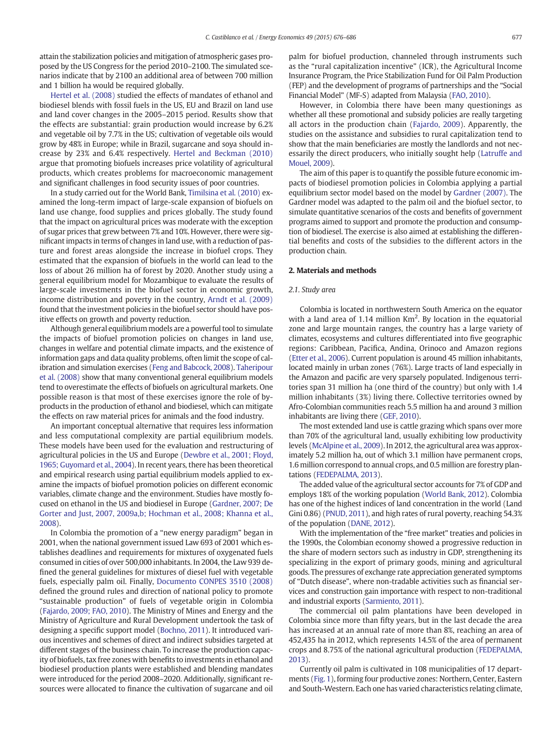attain the stabilization policies and mitigation of atmospheric gases proposed by the US Congress for the period 2010–2100. The simulated scenarios indicate that by 2100 an additional area of between 700 million and 1 billion ha would be required globally.

Hertel et al. (2008) studied the effects of mandates of ethanol and biodiesel blends with fossil fuels in the US, EU and Brazil on land use and land cover changes in the 2005–2015 period. Results show that the effects are substantial: grain production would increase by 6.2% and vegetable oil by 7.7% in the US; cultivation of vegetable oils would grow by 48% in Europe; while in Brazil, sugarcane and soya should increase by 23% and 6.4% respectively. Hertel and Beckman (2010) argue that promoting biofuels increases price volatility of agricultural products, which creates problems for macroeconomic management and significant challenges in food security issues of poor countries.

In a study carried out for the World Bank, Timilsina et al. (2010) examined the long-term impact of large-scale expansion of biofuels on land use change, food supplies and prices globally. The study found that the impact on agricultural prices was moderate with the exception of sugar prices that grew between 7% and 10%. However, there were significant impacts in terms of changes in land use, with a reduction of pasture and forest areas alongside the increase in biofuel crops. They estimated that the expansion of biofuels in the world can lead to the loss of about 26 million ha of forest by 2020. Another study using a general equilibrium model for Mozambique to evaluate the results of large-scale investments in the biofuel sector in economic growth, income distribution and poverty in the country, Arndt et al. (2009) found that the investment policies in the biofuel sector should have positive effects on growth and poverty reduction.

Although general equilibrium models are a powerful tool to simulate the impacts of biofuel promotion policies on changes in land use, changes in welfare and potential climate impacts, and the existence of information gaps and data quality problems, often limit the scope of calibration and simulation exercises (Feng and Babcock, 2008). Taheripour et al. (2008) show that many conventional general equilibrium models tend to overestimate the effects of biofuels on agricultural markets. One possible reason is that most of these exercises ignore the role of by-products in the production of ethanol and biodiesel, which can mitigate the effects on raw material prices for animals and the food industry.

An important conceptual alternative that requires less information and less computational complexity are partial equilibrium models. These models have been used for the evaluation and restructuring of agricultural policies in the US and Europe (Dewbre et al., 2001; Floyd, 1965; Guyomard et al., 2004). In recent years, there has been theoretical and empirical research using partial equilibrium models applied to examine the impacts of biofuel promotion policies on different economic variables, climate change and the environment. Studies have mostly focused on ethanol in the US and biodiesel in Europe (Gardner, 2007; De Gorter and Just, 2007, 2009a,b; Hochman et al., 2008; Khanna et al., 2008).

In Colombia the promotion of a "new energy paradigm" began in 2001, when the national government issued Law 693 of 2001 which establishes deadlines and requirements for mixtures of oxygenated fuels consumed in cities of over 500,000 inhabitants. In 2004, the Law 939 defined the general guidelines for mixtures of diesel fuel with vegetable fuels, especially palm oil. Finally, Documento CONPES 3510 (2008) defined the ground rules and direction of national policy to promote "sustainable production" of fuels of vegetable origin in Colombia (Fajardo, 2009; FAO, 2010). The Ministry of Mines and Energy and the Ministry of Agriculture and Rural Development undertook the task of designing a specific support model (Bochno, 2011). It introduced various incentives and schemes of direct and indirect subsidies targeted at different stages of the business chain. To increase the production capacity of biofuels, tax free zones with benefits to investments in ethanol and biodiesel production plants were established and blending mandates were introduced for the period 2008–2020. Additionally, significant resources were allocated to finance the cultivation of sugarcane and oil palm for biofuel production, channeled through instruments such as the "rural capitalization incentive" (ICR), the Agricultural Income Insurance Program, the Price Stabilization Fund for Oil Palm Production (FEP) and the development of programs of partnerships and the "Social Financial Model" (MF-S) adapted from Malaysia (FAO, 2010).

However, in Colombia there have been many questionings as whether all these promotional and subsidy policies are really targeting all actors in the production chain (Fajardo, 2009). Apparently, the studies on the assistance and subsidies to rural capitalization tend to show that the main beneficiaries are mostly the landlords and not necessarily the direct producers, who initially sought help (Latruffe and Mouel, 2009).

The aim of this paper is to quantify the possible future economic impacts of biodiesel promotion policies in Colombia applying a partial equilibrium sector model based on the model by Gardner (2007). The Gardner model was adapted to the palm oil and the biofuel sector, to simulate quantitative scenarios of the costs and benefits of government programs aimed to support and promote the production and consumption of biodiesel. The exercise is also aimed at establishing the differential benefits and costs of the subsidies to the different actors in the production chain.

## 2. Materials and methods

### 2.1. Study area

Colombia is located in northwestern South America on the equator with a land area of 1.14 million $Km^2$. By location in the equatorial zone and large mountain ranges, the country has a large variety of climates, ecosystems and cultures differentiated into five geographic regions: Caribbean, Pacifica, Andina, Orinoco and Amazon regions (Etter et al., 2006). Current population is around 45 million inhabitants, located mainly in urban zones (76%). Large tracts of land especially in the Amazon and pacific are very sparsely populated. Indigenous territories span 31 million ha (one third of the country) but only with 1.4 million inhabitants (3%) living there. Collective territories owned by Afro-Colombian communities reach 5.5 million ha and around 3 million inhabitants are living there (GEF, 2010).

The most extended land use is cattle grazing which spans over more than 70% of the agricultural land, usually exhibiting low productivity levels (McAlpine et al., 2009). In 2012, the agricultural area was approximately 5.2 million ha, out of which 3.1 million have permanent crops, 1.6 million correspond to annual crops, and 0.5 million are forestry plantations (FEDEPALMA, 2013).

The added value of the agricultural sector accounts for 7% of GDP and employs 18% of the working population (World Bank, 2012). Colombia has one of the highest indices of land concentration in the world (Land Gini 0.86) (PNUD, 2011), and high rates of rural poverty, reaching 54.3% of the population (DANE, 2012).

With the implementation of the "free market" treaties and policies in the 1990s, the Colombian economy showed a progressive reduction in the share of modern sectors such as industry in GDP, strengthening its specializing in the export of primary goods, mining and agricultural goods. The pressures of exchange rate appreciation generated symptoms of "Dutch disease", where non-tradable activities such as financial services and construction gain importance with respect to non-traditional and industrial exports (Sarmiento, 2011).

The commercial oil palm plantations have been developed in Colombia since more than fifty years, but in the last decade the area has increased at an annual rate of more than 8%, reaching an area of 452,435 ha in 2012, which represents 14.5% of the area of permanent crops and 8.75% of the national agricultural production (FEDEPALMA, 2013).

Currently oil palm is cultivated in 108 municipalities of 17 departments (Fig. 1), forming four productive zones: Northern, Center, Eastern and South-Western. Each one has varied characteristics relating climate,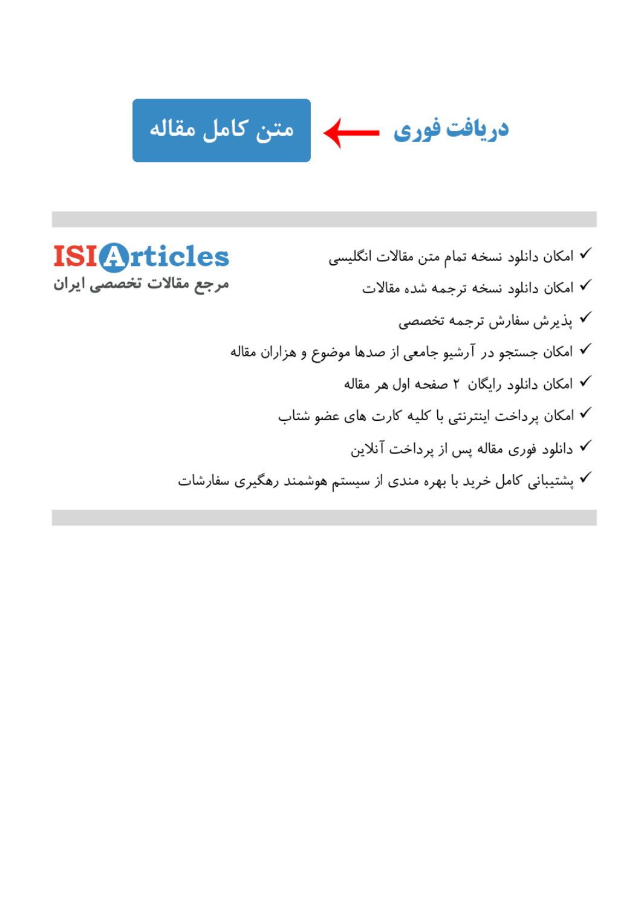دریافت فوری ← **متن کامل مقاله**

**ISIArticles**
مرجع مقالات تخصصی ایران

- ✓ امکان دانلود نسخه تمام متن مقالات انگلیسی
- ✓ امکان دانلود نسخه ترجمه شده مقالات
- ✓ پذیرش سفارش ترجمه تخصصی
- ✓ امکان جستجو در آرشیو جامعی از صدها موضوع و هزاران مقاله
- ✓ امکان دانلود رایگان ۲ صفحه اول هر مقاله
- ✓ امکان پرداخت اینترنتی با کلیه کارت های عضو شتاب
- ✓ دانلود فوری مقاله پس از پرداخت آنلاین
- ✓ پشتیبانی کامل خرید با بهره مندی از سیستم هوشمند رهگیری سفارشات